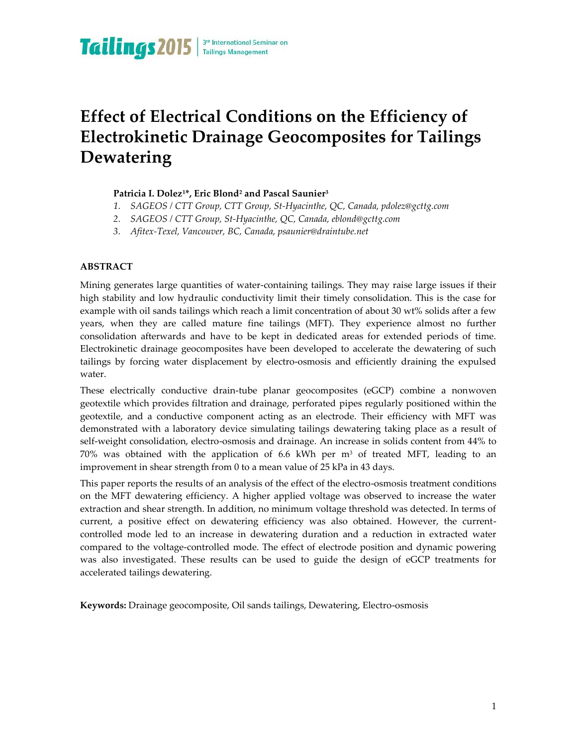# Effect of Electrical Conditions on the Efficiency of Electrokinetic Drainage Geocomposites for Tailings Dewatering

**Patricia I. Dolez[1]*, Eric Blond[2] and Pascal Saunier[3]**

1. *SAGEOS / CTT Group, CTT Group, St-Hyacinthe, QC, Canada, pdolez@gcttg.com*
2. *SAGEOS / CTT Group, St-Hyacinthe, QC, Canada, eblond@gcttg.com*
3. *Afitex-Texel, Vancouver, BC, Canada, psaunier@draintube.net*

## ABSTRACT

Mining generates large quantities of water-containing tailings. They may raise large issues if their high stability and low hydraulic conductivity limit their timely consolidation. This is the case for example with oil sands tailings which reach a limit concentration of about 30 wt% solids after a few years, when they are called mature fine tailings (MFT). They experience almost no further consolidation afterwards and have to be kept in dedicated areas for extended periods of time. Electrokinetic drainage geocomposites have been developed to accelerate the dewatering of such tailings by forcing water displacement by electro-osmosis and efficiently draining the expulsed water.

These electrically conductive drain-tube planar geocomposites (eGCP) combine a nonwoven geotextile which provides filtration and drainage, perforated pipes regularly positioned within the geotextile, and a conductive component acting as an electrode. Their efficiency with MFT was demonstrated with a laboratory device simulating tailings dewatering taking place as a result of self-weight consolidation, electro-osmosis and drainage. An increase in solids content from 44% to 70% was obtained with the application of 6.6 kWh per m$^3$ of treated MFT, leading to an improvement in shear strength from 0 to a mean value of 25 kPa in 43 days.

This paper reports the results of an analysis of the effect of the electro-osmosis treatment conditions on the MFT dewatering efficiency. A higher applied voltage was observed to increase the water extraction and shear strength. In addition, no minimum voltage threshold was detected. In terms of current, a positive effect on dewatering efficiency was also obtained. However, the current-controlled mode led to an increase in dewatering duration and a reduction in extracted water compared to the voltage-controlled mode. The effect of electrode position and dynamic powering was also investigated. These results can be used to guide the design of eGCP treatments for accelerated tailings dewatering.

**Keywords:** Drainage geocomposite, Oil sands tailings, Dewatering, Electro-osmosis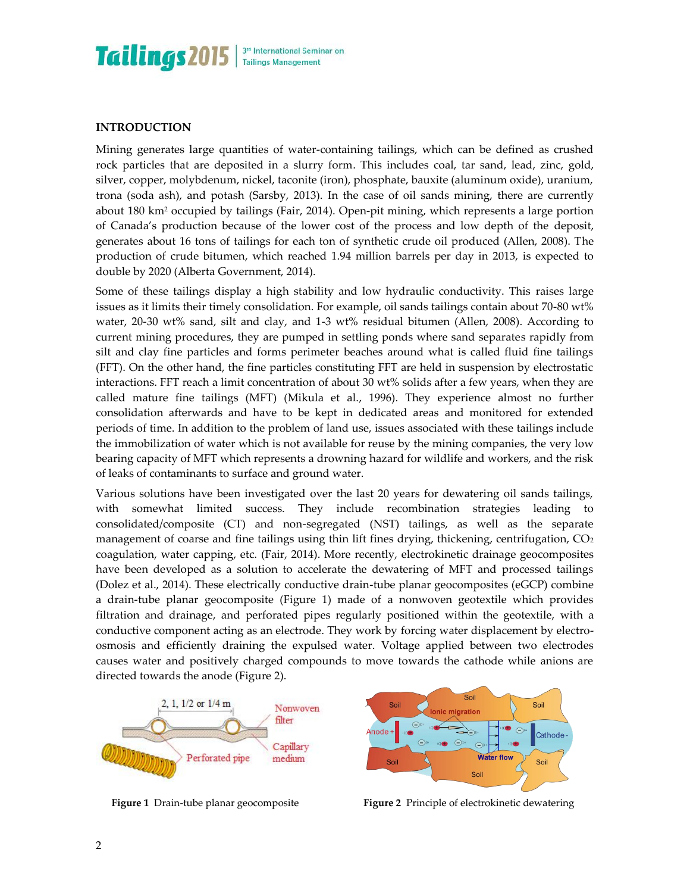## INTRODUCTION

Mining generates large quantities of water-containing tailings, which can be defined as crushed rock particles that are deposited in a slurry form. This includes coal, tar sand, lead, zinc, gold, silver, copper, molybdenum, nickel, taconite (iron), phosphate, bauxite (aluminum oxide), uranium, trona (soda ash), and potash (Sarsby, 2013). In the case of oil sands mining, there are currently about 180 km$^2$ occupied by tailings (Fair, 2014). Open-pit mining, which represents a large portion of Canada's production because of the lower cost of the process and low depth of the deposit, generates about 16 tons of tailings for each ton of synthetic crude oil produced (Allen, 2008). The production of crude bitumen, which reached 1.94 million barrels per day in 2013, is expected to double by 2020 (Alberta Government, 2014).

Some of these tailings display a high stability and low hydraulic conductivity. This raises large issues as it limits their timely consolidation. For example, oil sands tailings contain about 70-80 wt% water, 20-30 wt% sand, silt and clay, and 1-3 wt% residual bitumen (Allen, 2008). According to current mining procedures, they are pumped in settling ponds where sand separates rapidly from silt and clay fine particles and forms perimeter beaches around what is called fluid fine tailings (FFT). On the other hand, the fine particles constituting FFT are held in suspension by electrostatic interactions. FFT reach a limit concentration of about 30 wt% solids after a few years, when they are called mature fine tailings (MFT) (Mikula et al., 1996). They experience almost no further consolidation afterwards and have to be kept in dedicated areas and monitored for extended periods of time. In addition to the problem of land use, issues associated with these tailings include the immobilization of water which is not available for reuse by the mining companies, the very low bearing capacity of MFT which represents a drowning hazard for wildlife and workers, and the risk of leaks of contaminants to surface and ground water.

Various solutions have been investigated over the last 20 years for dewatering oil sands tailings, with somewhat limited success. They include recombination strategies leading to consolidated/composite (CT) and non-segregated (NST) tailings, as well as the separate management of coarse and fine tailings using thin lift fines drying, thickening, centrifugation, $CO_2$ coagulation, water capping, etc. (Fair, 2014). More recently, electrokinetic drainage geocomposites have been developed as a solution to accelerate the dewatering of MFT and processed tailings (Dolez et al., 2014). These electrically conductive drain-tube planar geocomposites (eGCP) combine a drain-tube planar geocomposite (Figure 1) made of a nonwoven geotextile which provides filtration and drainage, and perforated pipes regularly positioned within the geotextile, with a conductive component acting as an electrode. They work by forcing water displacement by electro-osmosis and efficiently draining the expulsed water. Voltage applied between two electrodes causes water and positively charged compounds to move towards the cathode while anions are directed towards the anode (Figure 2).

**Figure 1** Drain-tube planar geocomposite

**Figure 2** Principle of electrokinetic dewatering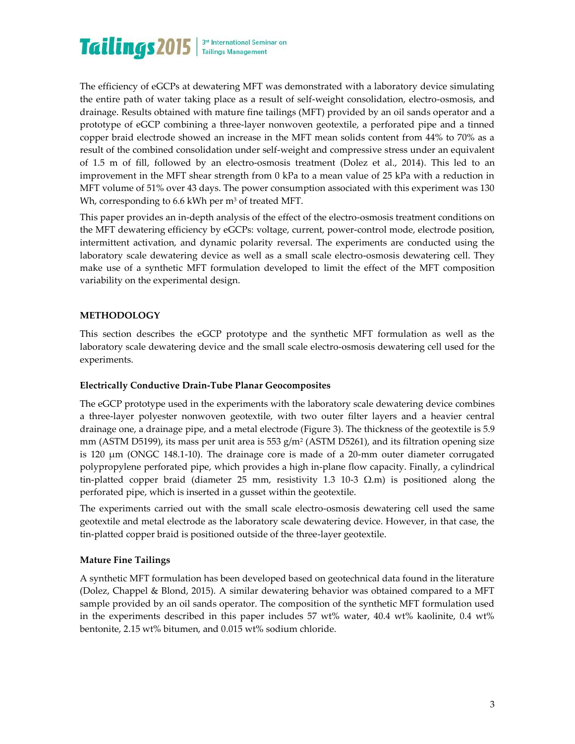The efficiency of eGCPs at dewatering MFT was demonstrated with a laboratory device simulating the entire path of water taking place as a result of self-weight consolidation, electro-osmosis, and drainage. Results obtained with mature fine tailings (MFT) provided by an oil sands operator and a prototype of eGCP combining a three-layer nonwoven geotextile, a perforated pipe and a tinned copper braid electrode showed an increase in the MFT mean solids content from 44% to 70% as a result of the combined consolidation under self-weight and compressive stress under an equivalent of 1.5 m of fill, followed by an electro-osmosis treatment (Dolez et al., 2014). This led to an improvement in the MFT shear strength from 0 kPa to a mean value of 25 kPa with a reduction in MFT volume of 51% over 43 days. The power consumption associated with this experiment was 130 Wh, corresponding to 6.6 kWh per m$^3$ of treated MFT.

This paper provides an in-depth analysis of the effect of the electro-osmosis treatment conditions on the MFT dewatering efficiency by eGCPs: voltage, current, power-control mode, electrode position, intermittent activation, and dynamic polarity reversal. The experiments are conducted using the laboratory scale dewatering device as well as a small scale electro-osmosis dewatering cell. They make use of a synthetic MFT formulation developed to limit the effect of the MFT composition variability on the experimental design.

## METHODOLOGY

This section describes the eGCP prototype and the synthetic MFT formulation as well as the laboratory scale dewatering device and the small scale electro-osmosis dewatering cell used for the experiments.

### Electrically Conductive Drain-Tube Planar Geocomposites

The eGCP prototype used in the experiments with the laboratory scale dewatering device combines a three-layer polyester nonwoven geotextile, with two outer filter layers and a heavier central drainage one, a drainage pipe, and a metal electrode (Figure 3). The thickness of the geotextile is 5.9 mm (ASTM D5199), its mass per unit area is 553 g/m$^2$ (ASTM D5261), and its filtration opening size is 120 μm (ONGC 148.1-10). The drainage core is made of a 20-mm outer diameter corrugated polypropylene perforated pipe, which provides a high in-plane flow capacity. Finally, a cylindrical tin-plated copper braid (diameter 25 mm, resistivity 1.3 10-3 Ω.m) is positioned along the perforated pipe, which is inserted in a gusset within the geotextile.

The experiments carried out with the small scale electro-osmosis dewatering cell used the same geotextile and metal electrode as the laboratory scale dewatering device. However, in that case, the tin-plated copper braid is positioned outside of the three-layer geotextile.

### Mature Fine Tailings

A synthetic MFT formulation has been developed based on geotechnical data found in the literature (Dolez, Chappel & Blond, 2015). A similar dewatering behavior was obtained compared to a MFT sample provided by an oil sands operator. The composition of the synthetic MFT formulation used in the experiments described in this paper includes 57 wt% water, 40.4 wt% kaolinite, 0.4 wt% bentonite, 2.15 wt% bitumen, and 0.015 wt% sodium chloride.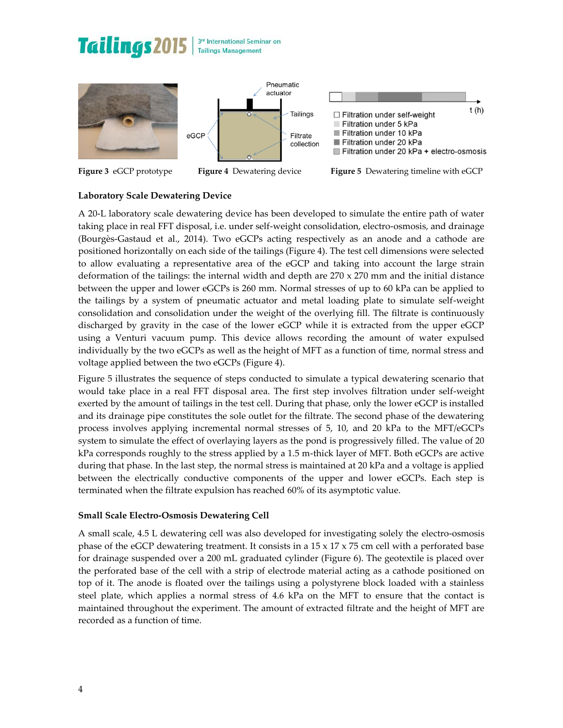Figure 3 eGCP prototype

Figure 4 Dewatering device

Figure 5 Dewatering timeline with eGCP

### Laboratory Scale Dewatering Device

A 20-L laboratory scale dewatering device has been developed to simulate the entire path of water taking place in real FFT disposal, i.e. under self-weight consolidation, electro-osmosis, and drainage (Bourgès-Gastaud et al., 2014). Two eGCPs acting respectively as an anode and a cathode are positioned horizontally on each side of the tailings (Figure 4). The test cell dimensions were selected to allow evaluating a representative area of the eGCP and taking into account the large strain deformation of the tailings: the internal width and depth are 270 x 270 mm and the initial distance between the upper and lower eGCPs is 260 mm. Normal stresses of up to 60 kPa can be applied to the tailings by a system of pneumatic actuator and metal loading plate to simulate self-weight consolidation and consolidation under the weight of the overlying fill. The filtrate is continuously discharged by gravity in the case of the lower eGCP while it is extracted from the upper eGCP using a Venturi vacuum pump. This device allows recording the amount of water expulsed individually by the two eGCPs as well as the height of MFT as a function of time, normal stress and voltage applied between the two eGCPs (Figure 4).

Figure 5 illustrates the sequence of steps conducted to simulate a typical dewatering scenario that would take place in a real FFT disposal area. The first step involves filtration under self-weight exerted by the amount of tailings in the test cell. During that phase, only the lower eGCP is installed and its drainage pipe constitutes the sole outlet for the filtrate. The second phase of the dewatering process involves applying incremental normal stresses of 5, 10, and 20 kPa to the MFT/eGCPs system to simulate the effect of overlaying layers as the pond is progressively filled. The value of 20 kPa corresponds roughly to the stress applied by a 1.5 m-thick layer of MFT. Both eGCPs are active during that phase. In the last step, the normal stress is maintained at 20 kPa and a voltage is applied between the electrically conductive components of the upper and lower eGCPs. Each step is terminated when the filtrate expulsion has reached 60% of its asymptotic value.

### Small Scale Electro-Osmosis Dewatering Cell

A small scale, 4.5 L dewatering cell was also developed for investigating solely the electro-osmosis phase of the eGCP dewatering treatment. It consists in a 15 x 17 x 75 cm cell with a perforated base for drainage suspended over a 200 mL graduated cylinder (Figure 6). The geotextile is placed over the perforated base of the cell with a strip of electrode material acting as a cathode positioned on top of it. The anode is floated over the tailings using a polystyrene block loaded with a stainless steel plate, which applies a normal stress of 4.6 kPa on the MFT to ensure that the contact is maintained throughout the experiment. The amount of extracted filtrate and the height of MFT are recorded as a function of time.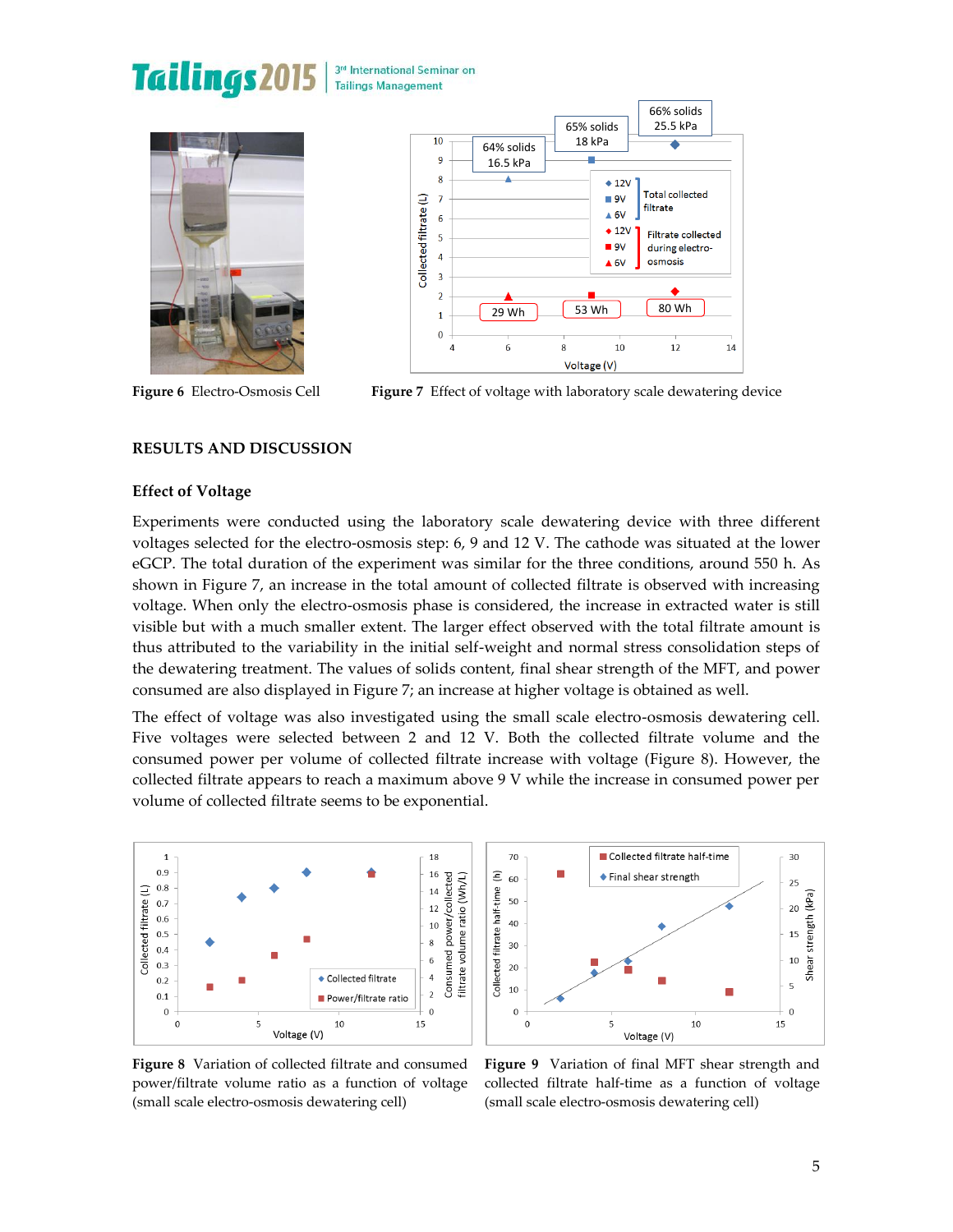Figure 6  Electro-Osmosis Cell

Figure 7  Effect of voltage with laboratory scale dewatering device

## RESULTS AND DISCUSSION

### Effect of Voltage

Experiments were conducted using the laboratory scale dewatering device with three different voltages selected for the electro-osmosis step: 6, 9 and 12 V. The cathode was situated at the lower eGCP. The total duration of the experiment was similar for the three conditions, around 550 h. As shown in Figure 7, an increase in the total amount of collected filtrate is observed with increasing voltage. When only the electro-osmosis phase is considered, the increase in extracted water is still visible but with a much smaller extent. The larger effect observed with the total filtrate amount is thus attributed to the variability in the initial self-weight and normal stress consolidation steps of the dewatering treatment. The values of solids content, final shear strength of the MFT, and power consumed are also displayed in Figure 7; an increase at higher voltage is obtained as well.

The effect of voltage was also investigated using the small scale electro-osmosis dewatering cell. Five voltages were selected between 2 and 12 V. Both the collected filtrate volume and the consumed power per volume of collected filtrate increase with voltage (Figure 8). However, the collected filtrate appears to reach a maximum above 9 V while the increase in consumed power per volume of collected filtrate seems to be exponential.

Figure 8  Variation of collected filtrate and consumed power/filtrate volume ratio as a function of voltage (small scale electro-osmosis dewatering cell)

Figure 9  Variation of final MFT shear strength and collected filtrate half-time as a function of voltage (small scale electro-osmosis dewatering cell)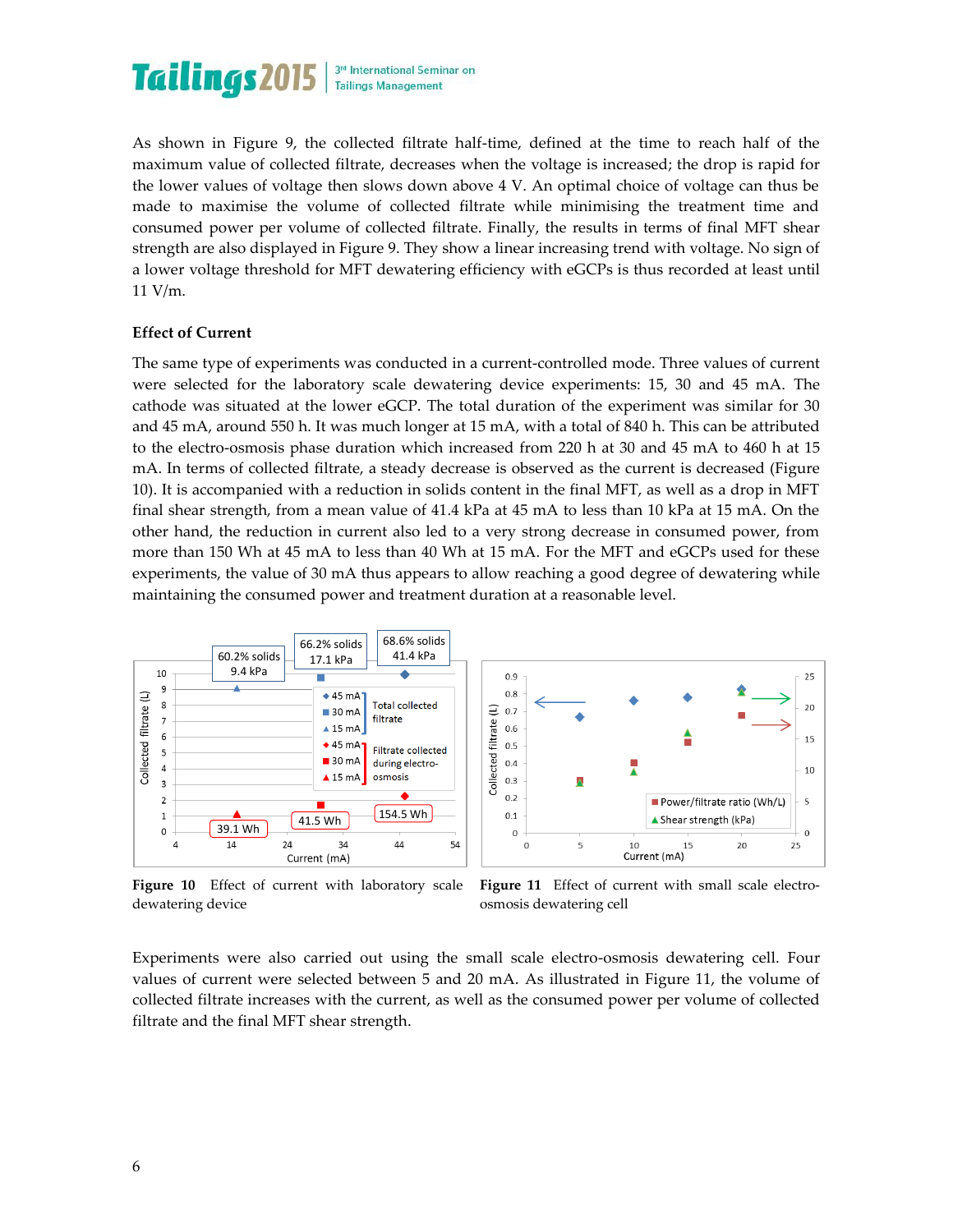As shown in Figure 9, the collected filtrate half-time, defined at the time to reach half of the maximum value of collected filtrate, decreases when the voltage is increased; the drop is rapid for the lower values of voltage then slows down above 4 V. An optimal choice of voltage can thus be made to maximise the volume of collected filtrate while minimising the treatment time and consumed power per volume of collected filtrate. Finally, the results in terms of final MFT shear strength are also displayed in Figure 9. They show a linear increasing trend with voltage. No sign of a lower voltage threshold for MFT dewatering efficiency with eGCPs is thus recorded at least until 11 V/m.

### Effect of Current

The same type of experiments was conducted in a current-controlled mode. Three values of current were selected for the laboratory scale dewatering device experiments: 15, 30 and 45 mA. The cathode was situated at the lower eGCP. The total duration of the experiment was similar for 30 and 45 mA, around 550 h. It was much longer at 15 mA, with a total of 840 h. This can be attributed to the electro-osmosis phase duration which increased from 220 h at 30 and 45 mA to 460 h at 15 mA. In terms of collected filtrate, a steady decrease is observed as the current is decreased (Figure 10). It is accompanied with a reduction in solids content in the final MFT, as well as a drop in MFT final shear strength, from a mean value of 41.4 kPa at 45 mA to less than 10 kPa at 15 mA. On the other hand, the reduction in current also led to a very strong decrease in consumed power, from more than 150 Wh at 45 mA to less than 40 Wh at 15 mA. For the MFT and eGCPs used for these experiments, the value of 30 mA thus appears to allow reaching a good degree of dewatering while maintaining the consumed power and treatment duration at a reasonable level.

**Figure 10** Effect of current with laboratory scale dewatering device

**Figure 11** Effect of current with small scale electro-osmosis dewatering cell

Experiments were also carried out using the small scale electro-osmosis dewatering cell. Four values of current were selected between 5 and 20 mA. As illustrated in Figure 11, the volume of collected filtrate increases with the current, as well as the consumed power per volume of collected filtrate and the final MFT shear strength.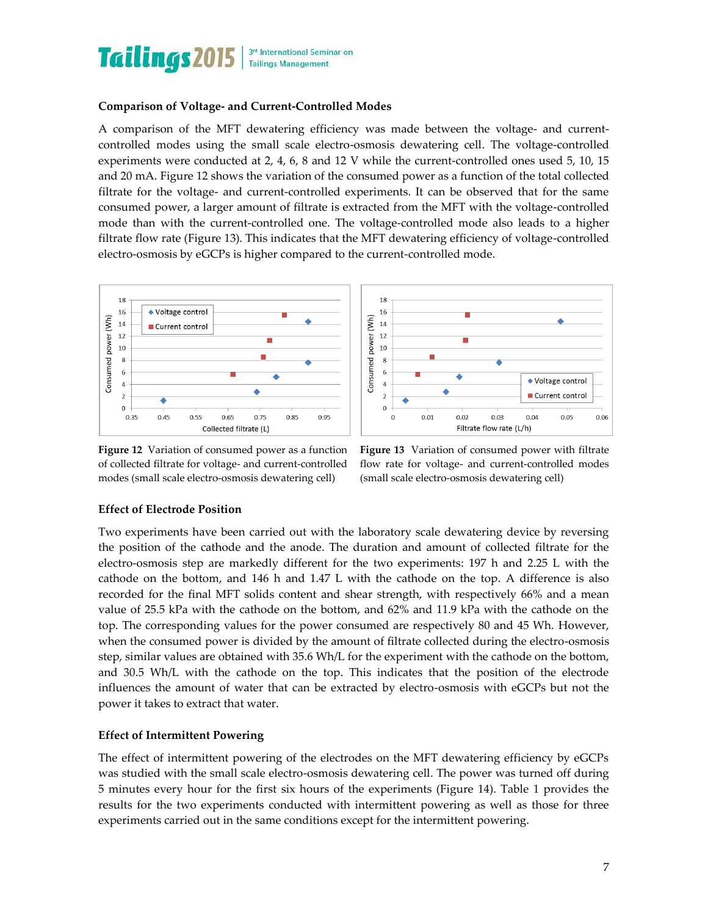### Comparison of Voltage- and Current-Controlled Modes

A comparison of the MFT dewatering efficiency was made between the voltage- and current-controlled modes using the small scale electro-osmosis dewatering cell. The voltage-controlled experiments were conducted at 2, 4, 6, 8 and 12 V while the current-controlled ones used 5, 10, 15 and 20 mA. Figure 12 shows the variation of the consumed power as a function of the total collected filtrate for the voltage- and current-controlled experiments. It can be observed that for the same consumed power, a larger amount of filtrate is extracted from the MFT with the voltage-controlled mode than with the current-controlled one. The voltage-controlled mode also leads to a higher filtrate flow rate (Figure 13). This indicates that the MFT dewatering efficiency of voltage-controlled electro-osmosis by eGCPs is higher compared to the current-controlled mode.

**Figure 12** Variation of consumed power as a function of collected filtrate for voltage- and current-controlled modes (small scale electro-osmosis dewatering cell)

**Figure 13** Variation of consumed power with filtrate flow rate for voltage- and current-controlled modes (small scale electro-osmosis dewatering cell)

### Effect of Electrode Position

Two experiments have been carried out with the laboratory scale dewatering device by reversing the position of the cathode and the anode. The duration and amount of collected filtrate for the electro-osmosis step are markedly different for the two experiments: 197 h and 2.25 L with the cathode on the bottom, and 146 h and 1.47 L with the cathode on the top. A difference is also recorded for the final MFT solids content and shear strength, with respectively 66% and a mean value of 25.5 kPa with the cathode on the bottom, and 62% and 11.9 kPa with the cathode on the top. The corresponding values for the power consumed are respectively 80 and 45 Wh. However, when the consumed power is divided by the amount of filtrate collected during the electro-osmosis step, similar values are obtained with 35.6 Wh/L for the experiment with the cathode on the bottom, and 30.5 Wh/L with the cathode on the top. This indicates that the position of the electrode influences the amount of water that can be extracted by electro-osmosis with eGCPs but not the power it takes to extract that water.

### Effect of Intermittent Powering

The effect of intermittent powering of the electrodes on the MFT dewatering efficiency by eGCPs was studied with the small scale electro-osmosis dewatering cell. The power was turned off during 5 minutes every hour for the first six hours of the experiments (Figure 14). Table 1 provides the results for the two experiments conducted with intermittent powering as well as those for three experiments carried out in the same conditions except for the intermittent powering.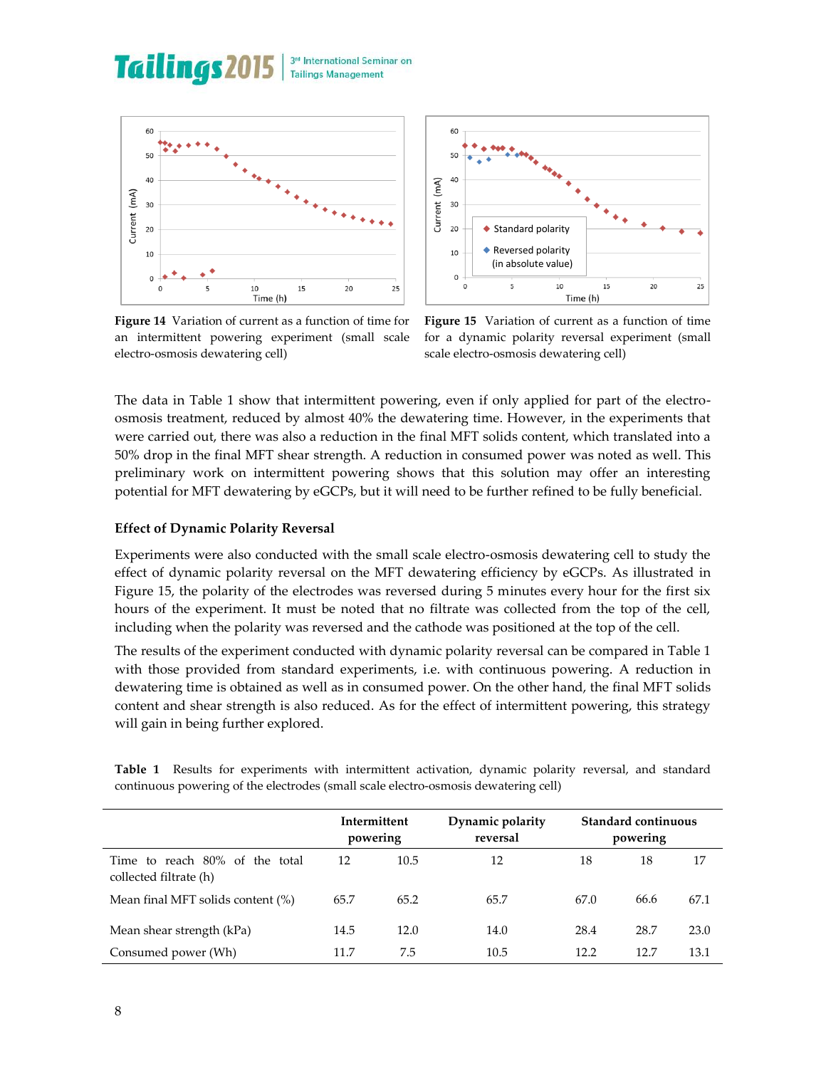Figure 14 Variation of current as a function of time for an intermittent powering experiment (small scale electro-osmosis dewatering cell)

Figure 15 Variation of current as a function of time for a dynamic polarity reversal experiment (small scale electro-osmosis dewatering cell)

The data in Table 1 show that intermittent powering, even if only applied for part of the electro-osmosis treatment, reduced by almost 40% the dewatering time. However, in the experiments that were carried out, there was also a reduction in the final MFT solids content, which translated into a 50% drop in the final MFT shear strength. A reduction in consumed power was noted as well. This preliminary work on intermittent powering shows that this solution may offer an interesting potential for MFT dewatering by eGCPs, but it will need to be further refined to be fully beneficial.

### Effect of Dynamic Polarity Reversal

Experiments were also conducted with the small scale electro-osmosis dewatering cell to study the effect of dynamic polarity reversal on the MFT dewatering efficiency by eGCPs. As illustrated in Figure 15, the polarity of the electrodes was reversed during 5 minutes every hour for the first six hours of the experiment. It must be noted that no filtrate was collected from the top of the cell, including when the polarity was reversed and the cathode was positioned at the top of the cell.

The results of the experiment conducted with dynamic polarity reversal can be compared in Table 1 with those provided from standard experiments, i.e. with continuous powering. A reduction in dewatering time is obtained as well as in consumed power. On the other hand, the final MFT solids content and shear strength is also reduced. As for the effect of intermittent powering, this strategy will gain in being further explored.

**Table 1** Results for experiments with intermittent activation, dynamic polarity reversal, and standard continuous powering of the electrodes (small scale electro-osmosis dewatering cell)

| | Intermittent powering | | Dynamic polarity reversal | Standard continuous powering | | |
|---|---|---|---|---|---|---|
| Time to reach 80% of the total collected filtrate (h) | 12 | 10.5 | 12 | 18 | 18 | 17 |
| Mean final MFT solids content (%) | 65.7 | 65.2 | 65.7 | 67.0 | 66.6 | 67.1 |
| Mean shear strength (kPa) | 14.5 | 12.0 | 14.0 | 28.4 | 28.7 | 23.0 |
| Consumed power (Wh) | 11.7 | 7.5 | 10.5 | 12.2 | 12.7 | 13.1 |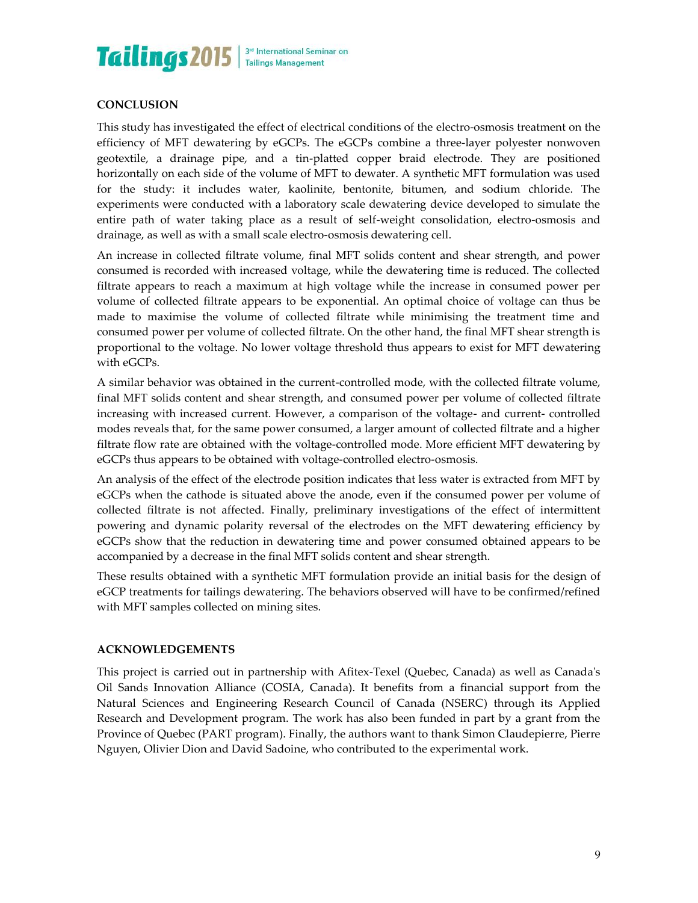## CONCLUSION

This study has investigated the effect of electrical conditions of the electro-osmosis treatment on the efficiency of MFT dewatering by eGCPs. The eGCPs combine a three-layer polyester nonwoven geotextile, a drainage pipe, and a tin-platted copper braid electrode. They are positioned horizontally on each side of the volume of MFT to dewater. A synthetic MFT formulation was used for the study: it includes water, kaolinite, bentonite, bitumen, and sodium chloride. The experiments were conducted with a laboratory scale dewatering device developed to simulate the entire path of water taking place as a result of self-weight consolidation, electro-osmosis and drainage, as well as with a small scale electro-osmosis dewatering cell.

An increase in collected filtrate volume, final MFT solids content and shear strength, and power consumed is recorded with increased voltage, while the dewatering time is reduced. The collected filtrate appears to reach a maximum at high voltage while the increase in consumed power per volume of collected filtrate appears to be exponential. An optimal choice of voltage can thus be made to maximise the volume of collected filtrate while minimising the treatment time and consumed power per volume of collected filtrate. On the other hand, the final MFT shear strength is proportional to the voltage. No lower voltage threshold thus appears to exist for MFT dewatering with eGCPs.

A similar behavior was obtained in the current-controlled mode, with the collected filtrate volume, final MFT solids content and shear strength, and consumed power per volume of collected filtrate increasing with increased current. However, a comparison of the voltage- and current- controlled modes reveals that, for the same power consumed, a larger amount of collected filtrate and a higher filtrate flow rate are obtained with the voltage-controlled mode. More efficient MFT dewatering by eGCPs thus appears to be obtained with voltage-controlled electro-osmosis.

An analysis of the effect of the electrode position indicates that less water is extracted from MFT by eGCPs when the cathode is situated above the anode, even if the consumed power per volume of collected filtrate is not affected. Finally, preliminary investigations of the effect of intermittent powering and dynamic polarity reversal of the electrodes on the MFT dewatering efficiency by eGCPs show that the reduction in dewatering time and power consumed obtained appears to be accompanied by a decrease in the final MFT solids content and shear strength.

These results obtained with a synthetic MFT formulation provide an initial basis for the design of eGCP treatments for tailings dewatering. The behaviors observed will have to be confirmed/refined with MFT samples collected on mining sites.

## ACKNOWLEDGEMENTS

This project is carried out in partnership with Afitex-Texel (Quebec, Canada) as well as Canada's Oil Sands Innovation Alliance (COSIA, Canada). It benefits from a financial support from the Natural Sciences and Engineering Research Council of Canada (NSERC) through its Applied Research and Development program. The work has also been funded in part by a grant from the Province of Quebec (PART program). Finally, the authors want to thank Simon Claudepierre, Pierre Nguyen, Olivier Dion and David Sadoine, who contributed to the experimental work.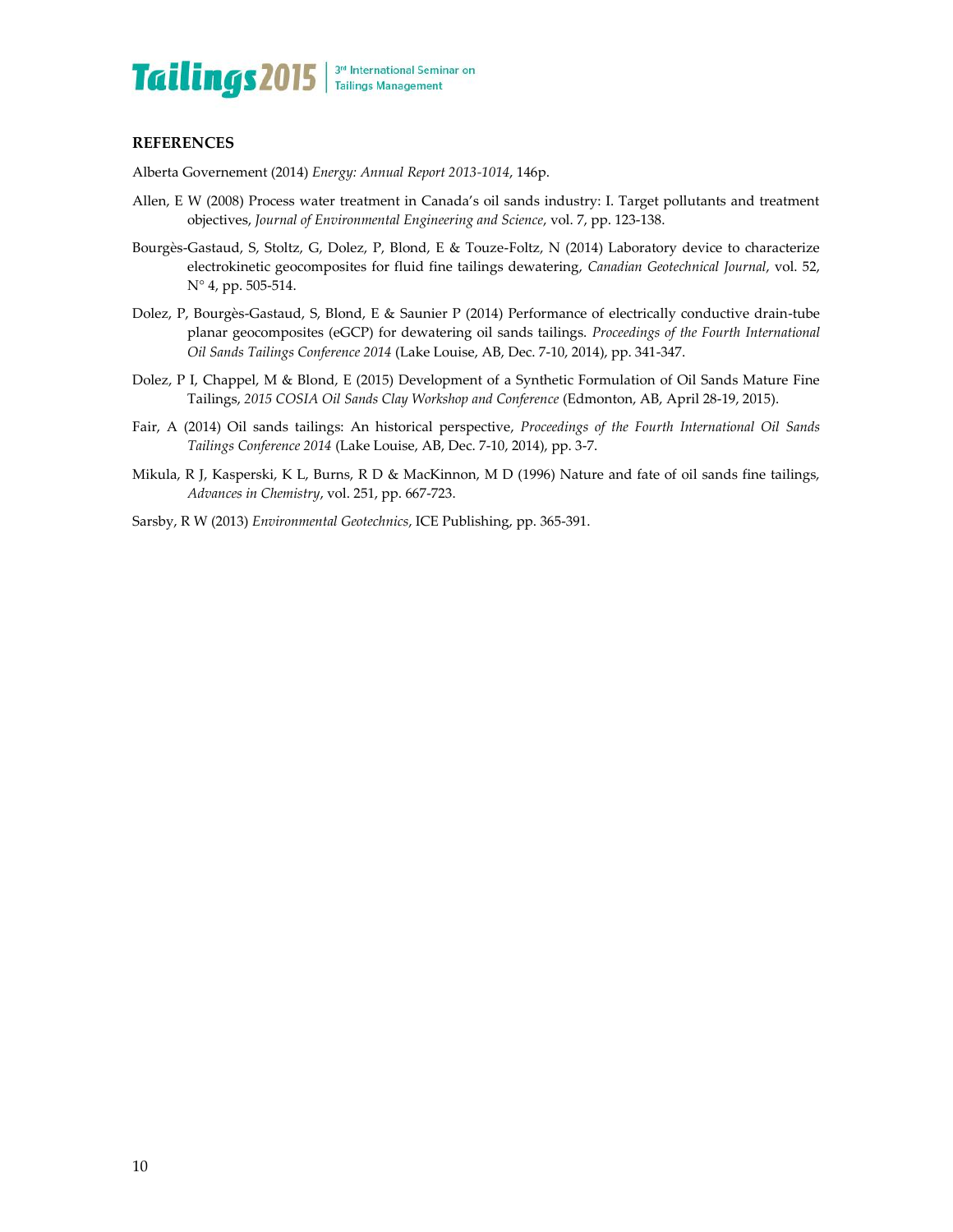## REFERENCES

Alberta Governement (2014) *Energy: Annual Report 2013-1014*, 146p.

Allen, E W (2008) Process water treatment in Canada's oil sands industry: I. Target pollutants and treatment objectives, *Journal of Environmental Engineering and Science*, vol. 7, pp. 123-138.

Bourgès-Gastaud, S, Stoltz, G, Dolez, P, Blond, E & Touze-Foltz, N (2014) Laboratory device to characterize electrokinetic geocomposites for fluid fine tailings dewatering, *Canadian Geotechnical Journal*, vol. 52, N° 4, pp. 505-514.

Dolez, P, Bourgès-Gastaud, S, Blond, E & Saunier P (2014) Performance of electrically conductive drain-tube planar geocomposites (eGCP) for dewatering oil sands tailings. *Proceedings of the Fourth International Oil Sands Tailings Conference 2014* (Lake Louise, AB, Dec. 7-10, 2014), pp. 341-347.

Dolez, P I, Chappel, M & Blond, E (2015) Development of a Synthetic Formulation of Oil Sands Mature Fine Tailings, *2015 COSIA Oil Sands Clay Workshop and Conference* (Edmonton, AB, April 28-19, 2015).

Fair, A (2014) Oil sands tailings: An historical perspective, *Proceedings of the Fourth International Oil Sands Tailings Conference 2014* (Lake Louise, AB, Dec. 7-10, 2014), pp. 3-7.

Mikula, R J, Kasperski, K L, Burns, R D & MacKinnon, M D (1996) Nature and fate of oil sands fine tailings, *Advances in Chemistry*, vol. 251, pp. 667-723.

Sarsby, R W (2013) *Environmental Geotechnics*, ICE Publishing, pp. 365-391.